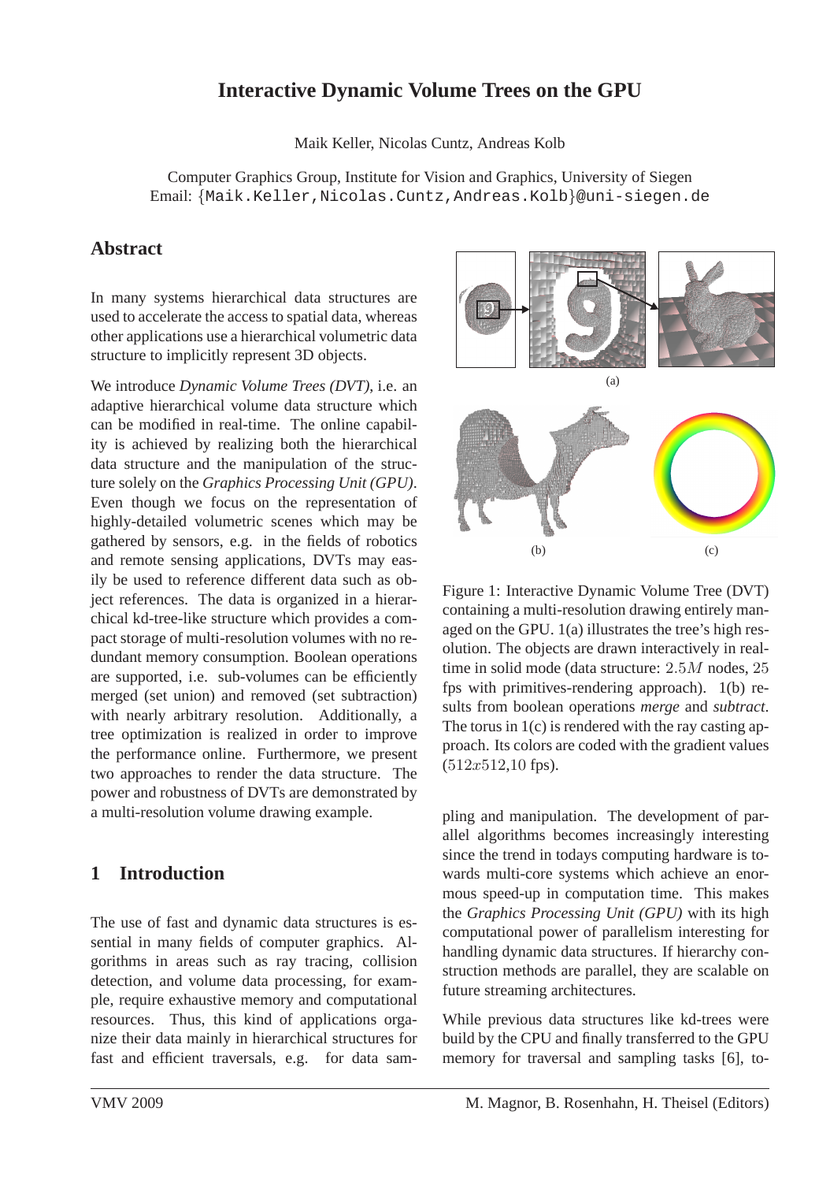# Interactive Dynamic Volume Trees on the GPU

Maik Keller, Nicolas Cuntz, Andreas Kolb

Computer Graphics Group, Institute for Vision and Graphics, University of Siegen
Email: {Maik.Keller,Nicolas.Cuntz,Andreas.Kolb}@uni-siegen.de

## Abstract

In many systems hierarchical data structures are used to accelerate the access to spatial data, whereas other applications use a hierarchical volumetric data structure to implicitly represent 3D objects.

We introduce *Dynamic Volume Trees (DVT)*, i.e. an adaptive hierarchical volume data structure which can be modified in real-time. The online capability is achieved by realizing both the hierarchical data structure and the manipulation of the structure solely on the *Graphics Processing Unit (GPU)*. Even though we focus on the representation of highly-detailed volumetric scenes which may be gathered by sensors, e.g. in the fields of robotics and remote sensing applications, DVTs may easily be used to reference different data such as object references. The data is organized in a hierarchical kd-tree-like structure which provides a compact storage of multi-resolution volumes with no redundant memory consumption. Boolean operations are supported, i.e. sub-volumes can be efficiently merged (set union) and removed (set subtraction) with nearly arbitrary resolution. Additionally, a tree optimization is realized in order to improve the performance online. Furthermore, we present two approaches to render the data structure. The power and robustness of DVTs are demonstrated by a multi-resolution volume drawing example.

(a)

(b) (c)

Figure 1: Interactive Dynamic Volume Tree (DVT) containing a multi-resolution drawing entirely managed on the GPU. 1(a) illustrates the tree's high resolution. The objects are drawn interactively in real-time in solid mode (data structure: $2.5M$ nodes, $25$ fps with primitives-rendering approach). 1(b) results from boolean operations *merge* and *subtract*. The torus in 1(c) is rendered with the ray casting approach. Its colors are coded with the gradient values ($512x512$,10 fps).

## 1 Introduction

The use of fast and dynamic data structures is essential in many fields of computer graphics. Algorithms in areas such as ray tracing, collision detection, and volume data processing, for example, require exhaustive memory and computational resources. Thus, this kind of applications organize their data mainly in hierarchical structures for fast and efficient traversals, e.g. for data sampling and manipulation. The development of parallel algorithms becomes increasingly interesting since the trend in todays computing hardware is towards multi-core systems which achieve an enormous speed-up in computation time. This makes the *Graphics Processing Unit (GPU)* with its high computational power of parallelism interesting for handling dynamic data structures. If hierarchy construction methods are parallel, they are scalable on future streaming architectures.

While previous data structures like kd-trees were build by the CPU and finally transferred to the GPU memory for traversal and sampling tasks [6], to-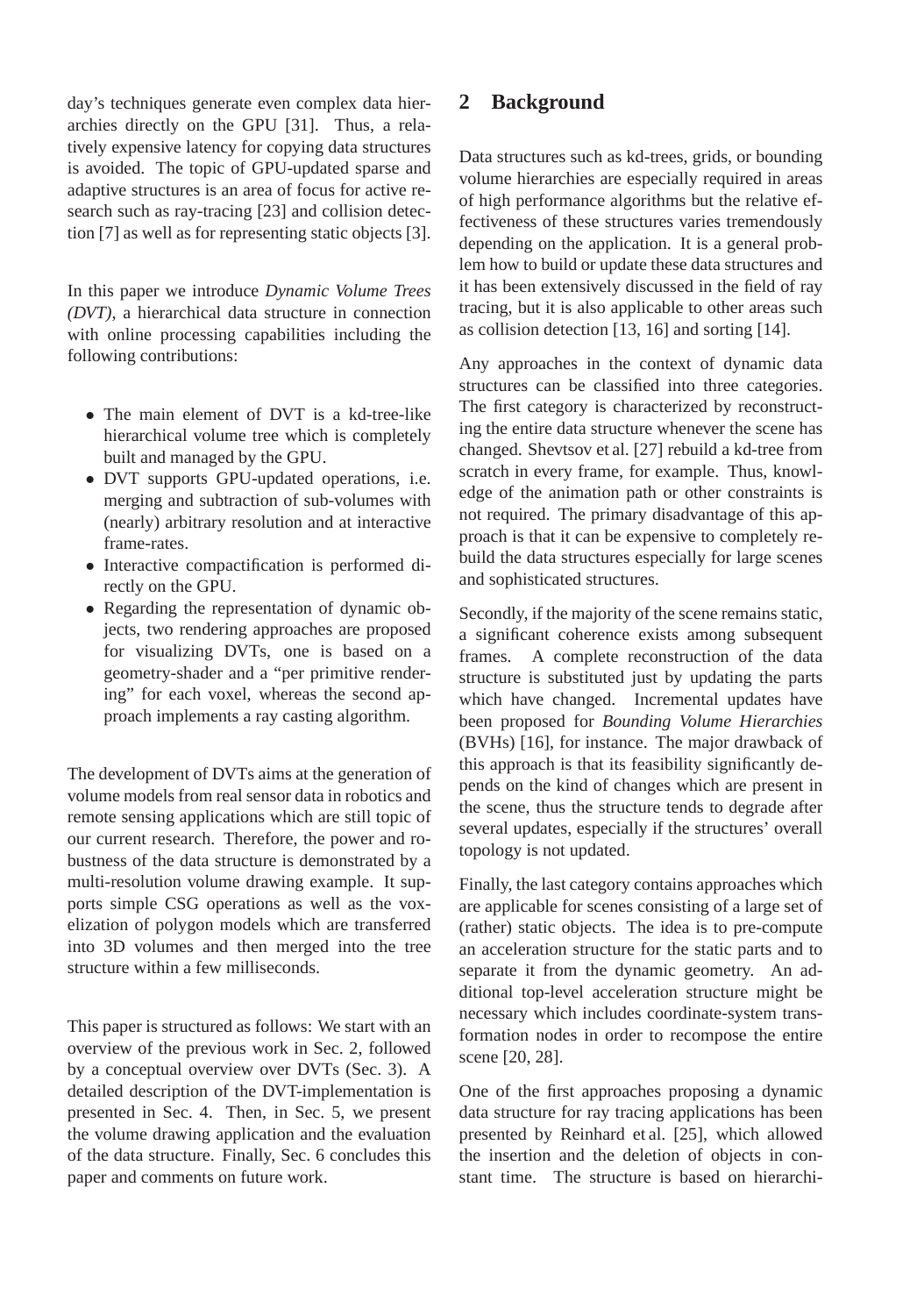day's techniques generate even complex data hierarchies directly on the GPU [31]. Thus, a relatively expensive latency for copying data structures is avoided. The topic of GPU-updated sparse and adaptive structures is an area of focus for active research such as ray-tracing [23] and collision detection [7] as well as for representing static objects [3].

In this paper we introduce *Dynamic Volume Trees (DVT)*, a hierarchical data structure in connection with online processing capabilities including the following contributions:

- The main element of DVT is a kd-tree-like hierarchical volume tree which is completely built and managed by the GPU.
- DVT supports GPU-updated operations, i.e. merging and subtraction of sub-volumes with (nearly) arbitrary resolution and at interactive frame-rates.
- Interactive compactification is performed directly on the GPU.
- Regarding the representation of dynamic objects, two rendering approaches are proposed for visualizing DVTs, one is based on a geometry-shader and a "per primitive rendering" for each voxel, whereas the second approach implements a ray casting algorithm.

The development of DVTs aims at the generation of volume models from real sensor data in robotics and remote sensing applications which are still topic of our current research. Therefore, the power and robustness of the data structure is demonstrated by a multi-resolution volume drawing example. It supports simple CSG operations as well as the voxelization of polygon models which are transferred into 3D volumes and then merged into the tree structure within a few milliseconds.

This paper is structured as follows: We start with an overview of the previous work in Sec. 2, followed by a conceptual overview over DVTs (Sec. 3). A detailed description of the DVT-implementation is presented in Sec. 4. Then, in Sec. 5, we present the volume drawing application and the evaluation of the data structure. Finally, Sec. 6 concludes this paper and comments on future work.

## 2 Background

Data structures such as kd-trees, grids, or bounding volume hierarchies are especially required in areas of high performance algorithms but the relative effectiveness of these structures varies tremendously depending on the application. It is a general problem how to build or update these data structures and it has been extensively discussed in the field of ray tracing, but it is also applicable to other areas such as collision detection [13, 16] and sorting [14].

Any approaches in the context of dynamic data structures can be classified into three categories. The first category is characterized by reconstructing the entire data structure whenever the scene has changed. Shevtsov et al. [27] rebuild a kd-tree from scratch in every frame, for example. Thus, knowledge of the animation path or other constraints is not required. The primary disadvantage of this approach is that it can be expensive to completely rebuild the data structures especially for large scenes and sophisticated structures.

Secondly, if the majority of the scene remains static, a significant coherence exists among subsequent frames. A complete reconstruction of the data structure is substituted just by updating the parts which have changed. Incremental updates have been proposed for *Bounding Volume Hierarchies* (BVHs) [16], for instance. The major drawback of this approach is that its feasibility significantly depends on the kind of changes which are present in the scene, thus the structure tends to degrade after several updates, especially if the structures' overall topology is not updated.

Finally, the last category contains approaches which are applicable for scenes consisting of a large set of (rather) static objects. The idea is to pre-compute an acceleration structure for the static parts and to separate it from the dynamic geometry. An additional top-level acceleration structure might be necessary which includes coordinate-system transformation nodes in order to recompose the entire scene [20, 28].

One of the first approaches proposing a dynamic data structure for ray tracing applications has been presented by Reinhard et al. [25], which allowed the insertion and the deletion of objects in constant time. The structure is based on hierarchi-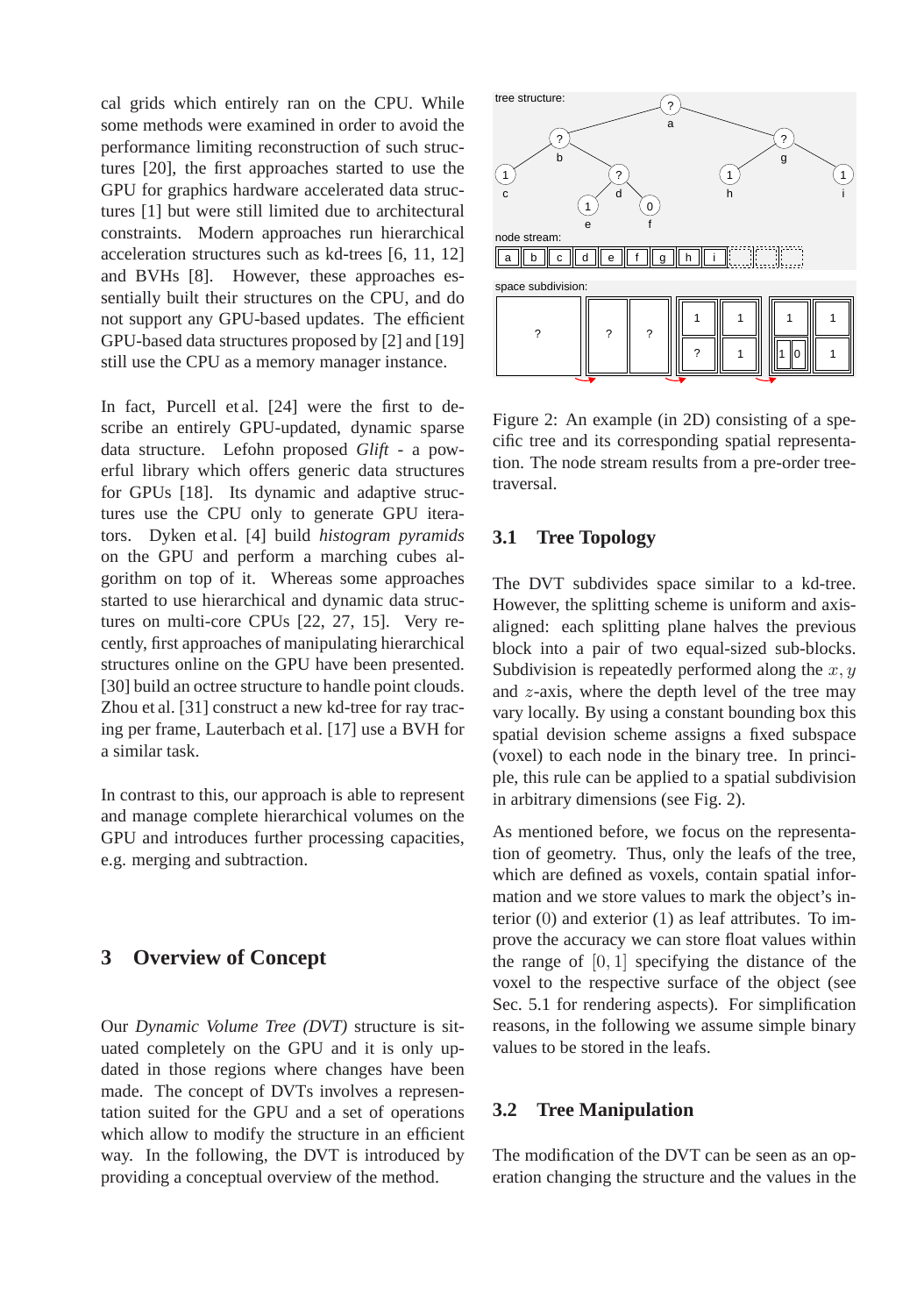cal grids which entirely ran on the CPU. While some methods were examined in order to avoid the performance limiting reconstruction of such structures [20], the first approaches started to use the GPU for graphics hardware accelerated data structures [1] but were still limited due to architectural constraints. Modern approaches run hierarchical acceleration structures such as kd-trees [6, 11, 12] and BVHs [8]. However, these approaches essentially built their structures on the CPU, and do not support any GPU-based updates. The efficient GPU-based data structures proposed by [2] and [19] still use the CPU as a memory manager instance.

In fact, Purcell et al. [24] were the first to describe an entirely GPU-updated, dynamic sparse data structure. Lefohn proposed *Glift* - a powerful library which offers generic data structures for GPUs [18]. Its dynamic and adaptive structures use the CPU only to generate GPU iterators. Dyken et al. [4] build *histogram pyramids* on the GPU and perform a marching cubes algorithm on top of it. Whereas some approaches started to use hierarchical and dynamic data structures on multi-core CPUs [22, 27, 15]. Very recently, first approaches of manipulating hierarchical structures online on the GPU have been presented. [30] build an octree structure to handle point clouds. Zhou et al. [31] construct a new kd-tree for ray tracing per frame, Lauterbach et al. [17] use a BVH for a similar task.

In contrast to this, our approach is able to represent and manage complete hierarchical volumes on the GPU and introduces further processing capacities, e.g. merging and subtraction.

# 3 Overview of Concept

Our *Dynamic Volume Tree (DVT)* structure is situated completely on the GPU and it is only updated in those regions where changes have been made. The concept of DVTs involves a representation suited for the GPU and a set of operations which allow to modify the structure in an efficient way. In the following, the DVT is introduced by providing a conceptual overview of the method.

Figure 2: An example (in 2D) consisting of a specific tree and its corresponding spatial representation. The node stream results from a pre-order tree-traversal.

## 3.1 Tree Topology

The DVT subdivides space similar to a kd-tree. However, the splitting scheme is uniform and axis-aligned: each splitting plane halves the previous block into a pair of two equal-sized sub-blocks. Subdivision is repeatedly performed along the $x, y$ and $z$-axis, where the depth level of the tree may vary locally. By using a constant bounding box this spatial devision scheme assigns a fixed subspace (voxel) to each node in the binary tree. In principle, this rule can be applied to a spatial subdivision in arbitrary dimensions (see Fig. 2).

As mentioned before, we focus on the representation of geometry. Thus, only the leafs of the tree, which are defined as voxels, contain spatial information and we store values to mark the object's interior ($0$) and exterior ($1$) as leaf attributes. To improve the accuracy we can store float values within the range of $[0, 1]$ specifying the distance of the voxel to the respective surface of the object (see Sec. 5.1 for rendering aspects). For simplification reasons, in the following we assume simple binary values to be stored in the leafs.

## 3.2 Tree Manipulation

The modification of the DVT can be seen as an operation changing the structure and the values in the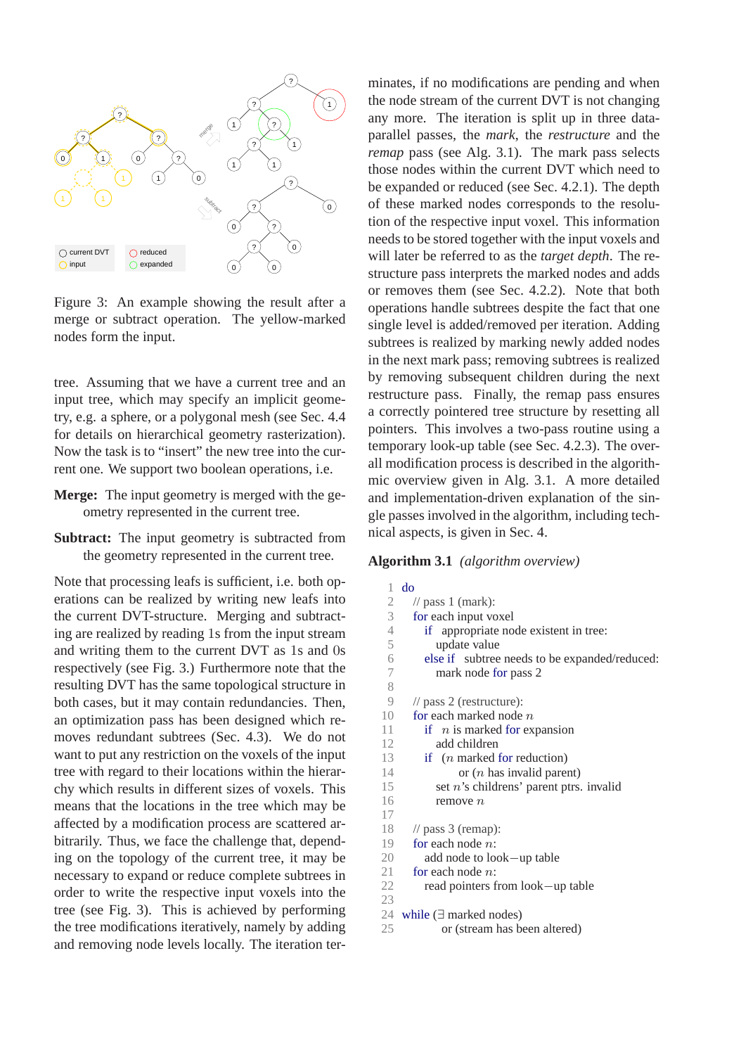Figure 3: An example showing the result after a merge or subtract operation. The yellow-marked nodes form the input.

tree. Assuming that we have a current tree and an input tree, which may specify an implicit geometry, e.g. a sphere, or a polygonal mesh (see Sec. 4.4 for details on hierarchical geometry rasterization). Now the task is to "insert" the new tree into the current one. We support two boolean operations, i.e.

**Merge:** The input geometry is merged with the geometry represented in the current tree.

**Subtract:** The input geometry is subtracted from the geometry represented in the current tree.

Note that processing leafs is sufficient, i.e. both operations can be realized by writing new leafs into the current DVT-structure. Merging and subtracting are realized by reading 1s from the input stream and writing them to the current DVT as 1s and 0s respectively (see Fig. 3.) Furthermore note that the resulting DVT has the same topological structure in both cases, but it may contain redundancies. Then, an optimization pass has been designed which removes redundant subtrees (Sec. 4.3). We do not want to put any restriction on the voxels of the input tree with regard to their locations within the hierarchy which results in different sizes of voxels. This means that the locations in the tree which may be affected by a modification process are scattered arbitrarily. Thus, we face the challenge that, depending on the topology of the current tree, it may be necessary to expand or reduce complete subtrees in order to write the respective input voxels into the tree (see Fig. 3). This is achieved by performing the tree modifications iteratively, namely by adding and removing node levels locally. The iteration terminates, if no modifications are pending and when the node stream of the current DVT is not changing any more. The iteration is split up in three data-parallel passes, the *mark*, the *restructure* and the *remap* pass (see Alg. 3.1). The mark pass selects those nodes within the current DVT which need to be expanded or reduced (see Sec. 4.2.1). The depth of these marked nodes corresponds to the resolution of the respective input voxel. This information needs to be stored together with the input voxels and will later be referred to as the *target depth*. The restructure pass interprets the marked nodes and adds or removes them (see Sec. 4.2.2). Note that both operations handle subtrees despite the fact that one single level is added/removed per iteration. Adding subtrees is realized by marking newly added nodes in the next mark pass; removing subtrees is realized by removing subsequent children during the next restructure pass. Finally, the remap pass ensures a correctly pointered tree structure by resetting all pointers. This involves a two-pass routine using a temporary look-up table (see Sec. 4.2.3). The overall modification process is described in the algorithmic overview given in Alg. 3.1. A more detailed and implementation-driven explanation of the single passes involved in the algorithm, including technical aspects, is given in Sec. 4.

**Algorithm 3.1** *(algorithm overview)*

```
1  do
2    // pass 1 (mark):
3    for each input voxel
4      if  appropriate node existent in tree:
5        update value
6      else if  subtree needs to be expanded/reduced:
7        mark node for pass 2
8
9    // pass 2 (restructure):
10   for each marked node n
11     if  n is marked for expansion
12       add children
13     if  (n marked for reduction)
14          or (n has invalid parent)
15       set n's childrens' parent ptrs. invalid
16       remove n
17
18   // pass 3 (remap):
19   for each node n:
20     add node to look−up table
21   for each node n:
22     read pointers from look−up table
23
24 while (∃ marked nodes)
25          or (stream has been altered)
```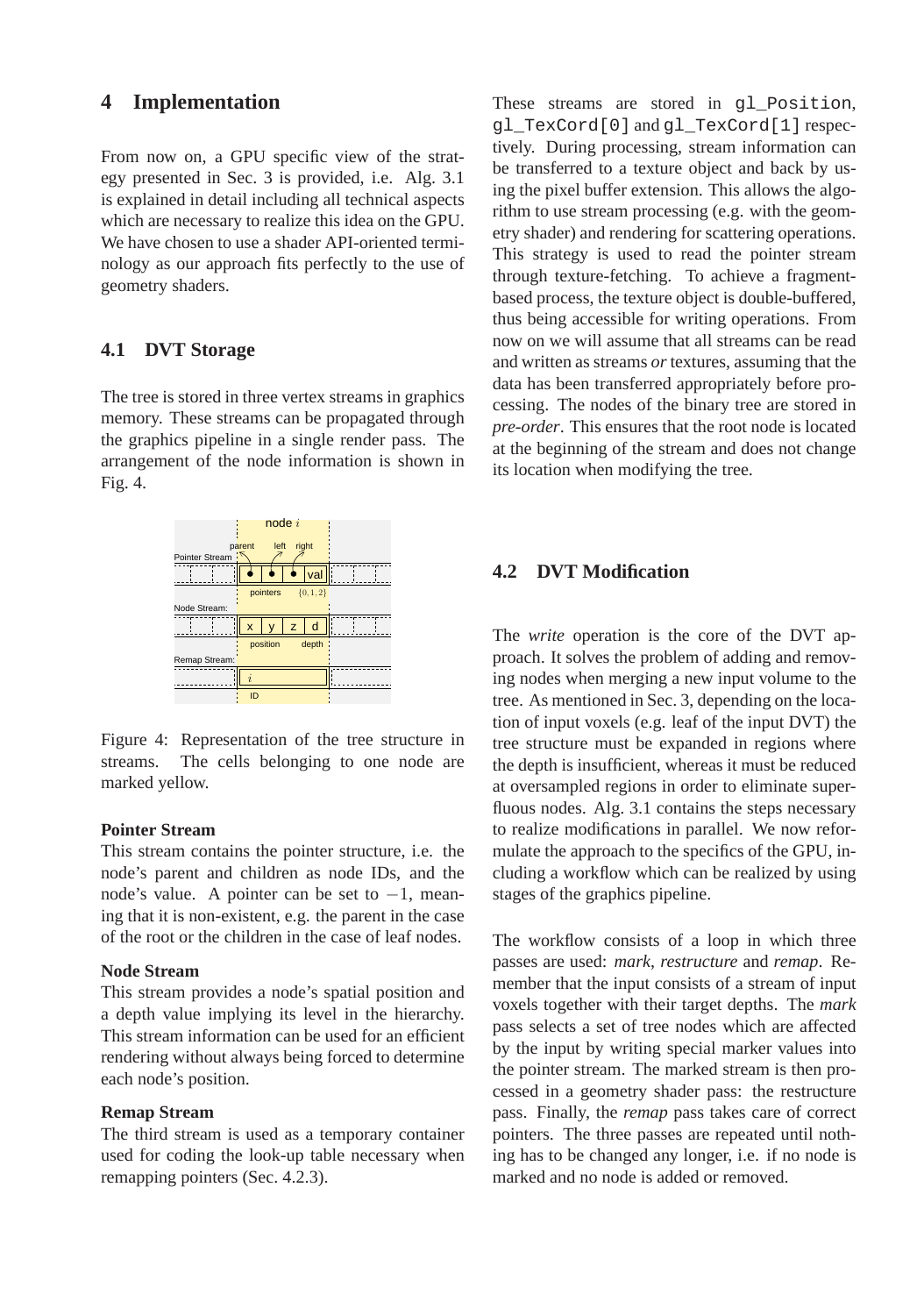## 4 Implementation

From now on, a GPU specific view of the strategy presented in Sec. 3 is provided, i.e. Alg. 3.1 is explained in detail including all technical aspects which are necessary to realize this idea on the GPU. We have chosen to use a shader API-oriented terminology as our approach fits perfectly to the use of geometry shaders.

### 4.1 DVT Storage

The tree is stored in three vertex streams in graphics memory. These streams can be propagated through the graphics pipeline in a single render pass. The arrangement of the node information is shown in Fig. 4.

Figure 4: Representation of the tree structure in streams. The cells belonging to one node are marked yellow.

**Pointer Stream**
This stream contains the pointer structure, i.e. the node's parent and children as node IDs, and the node's value. A pointer can be set to $-1$, meaning that it is non-existent, e.g. the parent in the case of the root or the children in the case of leaf nodes.

**Node Stream**
This stream provides a node's spatial position and a depth value implying its level in the hierarchy. This stream information can be used for an efficient rendering without always being forced to determine each node's position.

**Remap Stream**
The third stream is used as a temporary container used for coding the look-up table necessary when remapping pointers (Sec. 4.2.3).

These streams are stored in `gl_Position`, `gl_TexCord[0]` and `gl_TexCord[1]` respectively. During processing, stream information can be transferred to a texture object and back by using the pixel buffer extension. This allows the algorithm to use stream processing (e.g. with the geometry shader) and rendering for scattering operations. This strategy is used to read the pointer stream through texture-fetching. To achieve a fragment-based process, the texture object is double-buffered, thus being accessible for writing operations. From now on we will assume that all streams can be read and written as streams *or* textures, assuming that the data has been transferred appropriately before processing. The nodes of the binary tree are stored in *pre-order*. This ensures that the root node is located at the beginning of the stream and does not change its location when modifying the tree.

### 4.2 DVT Modification

The *write* operation is the core of the DVT approach. It solves the problem of adding and removing nodes when merging a new input volume to the tree. As mentioned in Sec. 3, depending on the location of input voxels (e.g. leaf of the input DVT) the tree structure must be expanded in regions where the depth is insufficient, whereas it must be reduced at oversampled regions in order to eliminate superfluous nodes. Alg. 3.1 contains the steps necessary to realize modifications in parallel. We now reformulate the approach to the specifics of the GPU, including a workflow which can be realized by using stages of the graphics pipeline.

The workflow consists of a loop in which three passes are used: *mark*, *restructure* and *remap*. Remember that the input consists of a stream of input voxels together with their target depths. The *mark* pass selects a set of tree nodes which are affected by the input by writing special marker values into the pointer stream. The marked stream is then processed in a geometry shader pass: the restructure pass. Finally, the *remap* pass takes care of correct pointers. The three passes are repeated until nothing has to be changed any longer, i.e. if no node is marked and no node is added or removed.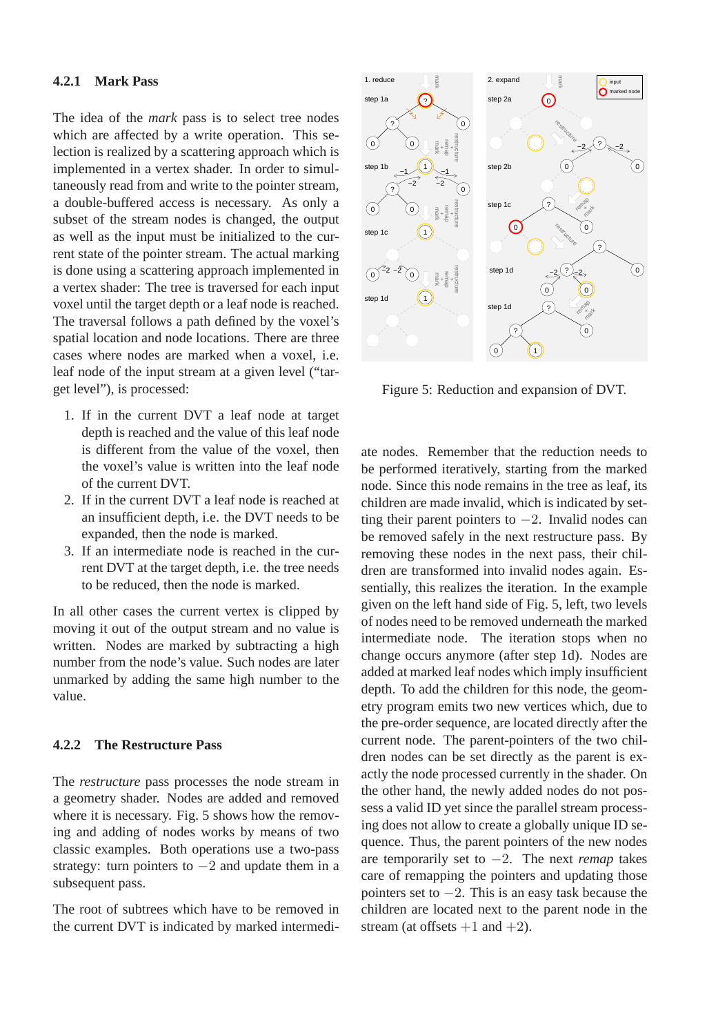#### 4.2.1 Mark Pass

The idea of the *mark* pass is to select tree nodes which are affected by a write operation. This selection is realized by a scattering approach which is implemented in a vertex shader. In order to simultaneously read from and write to the pointer stream, a double-buffered access is necessary. As only a subset of the stream nodes is changed, the output as well as the input must be initialized to the current state of the pointer stream. The actual marking is done using a scattering approach implemented in a vertex shader: The tree is traversed for each input voxel until the target depth or a leaf node is reached. The traversal follows a path defined by the voxel's spatial location and node locations. There are three cases where nodes are marked when a voxel, i.e. leaf node of the input stream at a given level ("target level"), is processed:

1. If in the current DVT a leaf node at target depth is reached and the value of this leaf node is different from the value of the voxel, then the voxel's value is written into the leaf node of the current DVT.
2. If in the current DVT a leaf node is reached at an insufficient depth, i.e. the DVT needs to be expanded, then the node is marked.
3. If an intermediate node is reached in the current DVT at the target depth, i.e. the tree needs to be reduced, then the node is marked.

In all other cases the current vertex is clipped by moving it out of the output stream and no value is written. Nodes are marked by subtracting a high number from the node's value. Such nodes are later unmarked by adding the same high number to the value.

#### 4.2.2 The Restructure Pass

The *restructure* pass processes the node stream in a geometry shader. Nodes are added and removed where it is necessary. Fig. 5 shows how the removing and adding of nodes works by means of two classic examples. Both operations use a two-pass strategy: turn pointers to $-2$ and update them in a subsequent pass.

The root of subtrees which have to be removed in the current DVT is indicated by marked intermediate nodes. Remember that the reduction needs to be performed iteratively, starting from the marked node. Since this node remains in the tree as leaf, its children are made invalid, which is indicated by setting their parent pointers to $-2$. Invalid nodes can be removed safely in the next restructure pass. By removing these nodes in the next pass, their children are transformed into invalid nodes again. Essentially, this realizes the iteration. In the example given on the left hand side of Fig. 5, left, two levels of nodes need to be removed underneath the marked intermediate node. The iteration stops when no change occurs anymore (after step 1d). Nodes are added at marked leaf nodes which imply insufficient depth. To add the children for this node, the geometry program emits two new vertices which, due to the pre-order sequence, are located directly after the current node. The parent-pointers of the two children nodes can be set directly as the parent is exactly the node processed currently in the shader. On the other hand, the newly added nodes do not possess a valid ID yet since the parallel stream processing does not allow to create a globally unique ID sequence. Thus, the parent pointers of the new nodes are temporarily set to $-2$. The next *remap* takes care of remapping the pointers and updating those pointers set to $-2$. This is an easy task because the children are located next to the parent node in the stream (at offsets $+1$ and $+2$).

Figure 5: Reduction and expansion of DVT.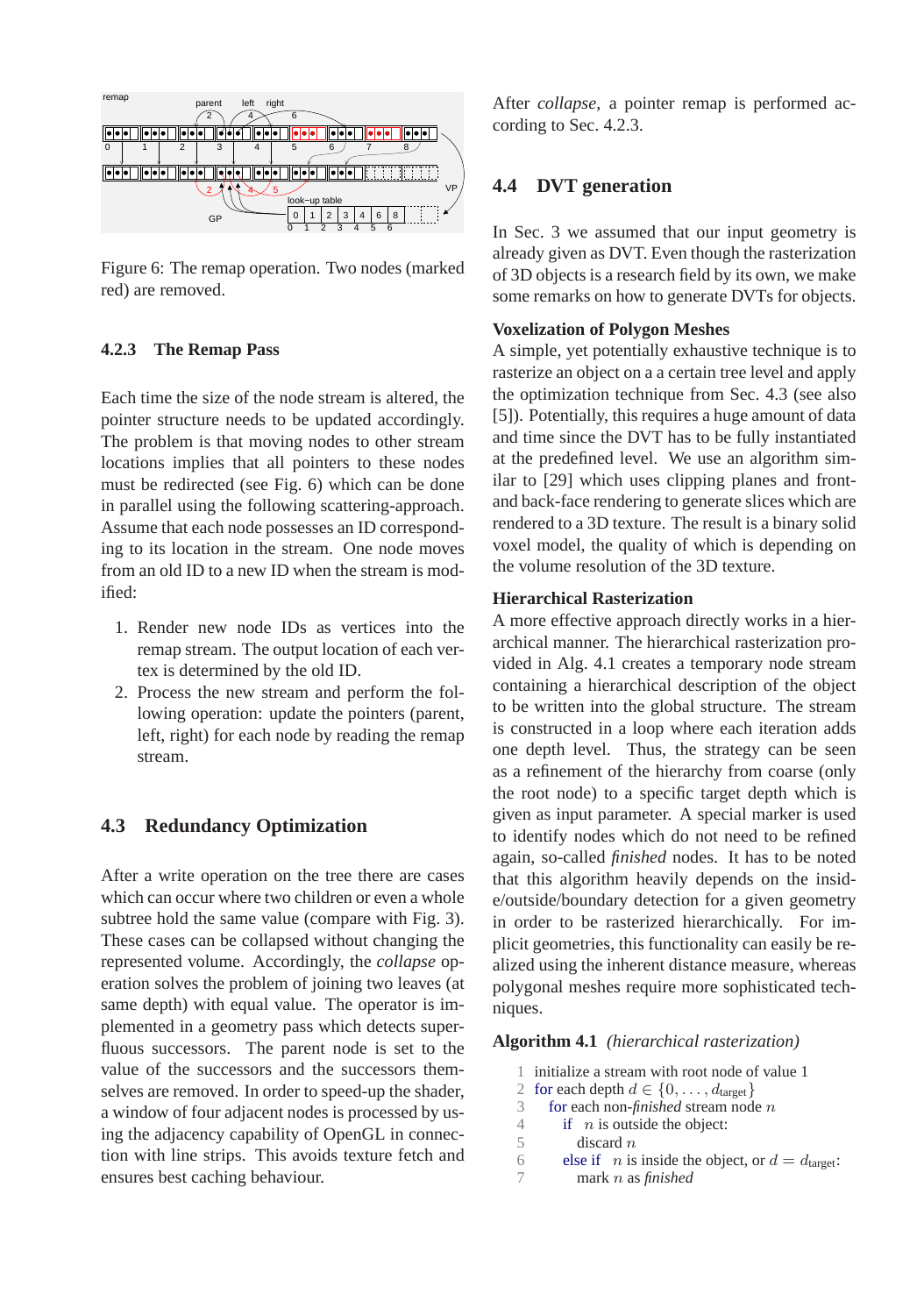Figure 6: The remap operation. Two nodes (marked red) are removed.

### 4.2.3 The Remap Pass

Each time the size of the node stream is altered, the pointer structure needs to be updated accordingly. The problem is that moving nodes to other stream locations implies that all pointers to these nodes must be redirected (see Fig. 6) which can be done in parallel using the following scattering-approach. Assume that each node possesses an ID corresponding to its location in the stream. One node moves from an old ID to a new ID when the stream is modified:

1. Render new node IDs as vertices into the remap stream. The output location of each vertex is determined by the old ID.
2. Process the new stream and perform the following operation: update the pointers (parent, left, right) for each node by reading the remap stream.

## 4.3 Redundancy Optimization

After a write operation on the tree there are cases which can occur where two children or even a whole subtree hold the same value (compare with Fig. 3). These cases can be collapsed without changing the represented volume. Accordingly, the *collapse* operation solves the problem of joining two leaves (at same depth) with equal value. The operator is implemented in a geometry pass which detects superfluous successors. The parent node is set to the value of the successors and the successors themselves are removed. In order to speed-up the shader, a window of four adjacent nodes is processed by using the adjacency capability of OpenGL in connection with line strips. This avoids texture fetch and ensures best caching behaviour.

After *collapse*, a pointer remap is performed according to Sec. 4.2.3.

## 4.4 DVT generation

In Sec. 3 we assumed that our input geometry is already given as DVT. Even though the rasterization of 3D objects is a research field by its own, we make some remarks on how to generate DVTs for objects.

**Voxelization of Polygon Meshes**
A simple, yet potentially exhaustive technique is to rasterize an object on a a certain tree level and apply the optimization technique from Sec. 4.3 (see also [5]). Potentially, this requires a huge amount of data and time since the DVT has to be fully instantiated at the predefined level. We use an algorithm similar to [29] which uses clipping planes and front- and back-face rendering to generate slices which are rendered to a 3D texture. The result is a binary solid voxel model, the quality of which is depending on the volume resolution of the 3D texture.

**Hierarchical Rasterization**
A more effective approach directly works in a hierarchical manner. The hierarchical rasterization provided in Alg. 4.1 creates a temporary node stream containing a hierarchical description of the object to be written into the global structure. The stream is constructed in a loop where each iteration adds one depth level. Thus, the strategy can be seen as a refinement of the hierarchy from coarse (only the root node) to a specific target depth which is given as input parameter. A special marker is used to identify nodes which do not need to be refined again, so-called *finished* nodes. It has to be noted that this algorithm heavily depends on the inside/outside/boundary detection for a given geometry in order to be rasterized hierarchically. For implicit geometries, this functionality can easily be realized using the inherent distance measure, whereas polygonal meshes require more sophisticated techniques.

**Algorithm 4.1** *(hierarchical rasterization)*

```
1  initialize a stream with root node of value 1
2  for each depth d ∈ {0, ..., d_target}
3    for each non-finished stream node n
4      if n is outside the object:
5        discard n
6      else if n is inside the object, or d = d_target:
7        mark n as finished
```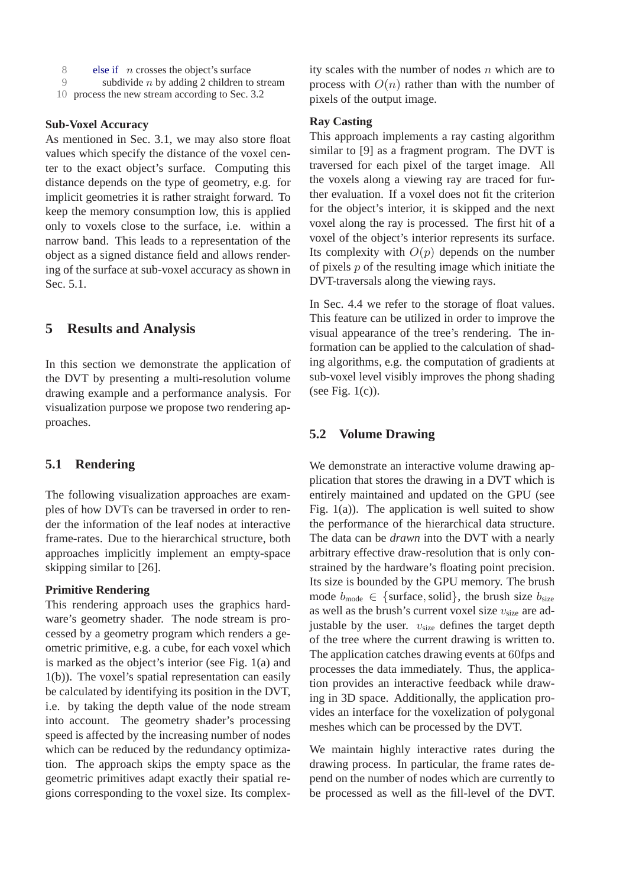```
8      else if  n crosses the object's surface
9         subdivide n by adding 2 children to stream
10  process the new stream according to Sec. 3.2
```

**Sub-Voxel Accuracy**

As mentioned in Sec. 3.1, we may also store float values which specify the distance of the voxel center to the exact object's surface. Computing this distance depends on the type of geometry, e.g. for implicit geometries it is rather straight forward. To keep the memory consumption low, this is applied only to voxels close to the surface, i.e. within a narrow band. This leads to a representation of the object as a signed distance field and allows rendering of the surface at sub-voxel accuracy as shown in Sec. 5.1.

## 5 Results and Analysis

In this section we demonstrate the application of the DVT by presenting a multi-resolution volume drawing example and a performance analysis. For visualization purpose we propose two rendering approaches.

### 5.1 Rendering

The following visualization approaches are examples of how DVTs can be traversed in order to render the information of the leaf nodes at interactive frame-rates. Due to the hierarchical structure, both approaches implicitly implement an empty-space skipping similar to [26].

**Primitive Rendering**

This rendering approach uses the graphics hardware's geometry shader. The node stream is processed by a geometry program which renders a geometric primitive, e.g. a cube, for each voxel which is marked as the object's interior (see Fig. 1(a) and 1(b)). The voxel's spatial representation can easily be calculated by identifying its position in the DVT, i.e. by taking the depth value of the node stream into account. The geometry shader's processing speed is affected by the increasing number of nodes which can be reduced by the redundancy optimization. The approach skips the empty space as the geometric primitives adapt exactly their spatial regions corresponding to the voxel size. Its complexity scales with the number of nodes $n$ which are to process with $O(n)$ rather than with the number of pixels of the output image.

**Ray Casting**

This approach implements a ray casting algorithm similar to [9] as a fragment program. The DVT is traversed for each pixel of the target image. All the voxels along a viewing ray are traced for further evaluation. If a voxel does not fit the criterion for the object's interior, it is skipped and the next voxel along the ray is processed. The first hit of a voxel of the object's interior represents its surface. Its complexity with $O(p)$ depends on the number of pixels $p$ of the resulting image which initiate the DVT-traversals along the viewing rays.

In Sec. 4.4 we refer to the storage of float values. This feature can be utilized in order to improve the visual appearance of the tree's rendering. The information can be applied to the calculation of shading algorithms, e.g. the computation of gradients at sub-voxel level visibly improves the phong shading (see Fig. 1(c)).

### 5.2 Volume Drawing

We demonstrate an interactive volume drawing application that stores the drawing in a DVT which is entirely maintained and updated on the GPU (see Fig. 1(a)). The application is well suited to show the performance of the hierarchical data structure. The data can be *drawn* into the DVT with a nearly arbitrary effective draw-resolution that is only constrained by the hardware's floating point precision. Its size is bounded by the GPU memory. The brush mode $b_{\text{mode}} \in \{\text{surface}, \text{solid}\}$, the brush size $b_{\text{size}}$ as well as the brush's current voxel size $v_{\text{size}}$ are adjustable by the user. $v_{\text{size}}$ defines the target depth of the tree where the current drawing is written to. The application catches drawing events at $60$fps and processes the data immediately. Thus, the application provides an interactive feedback while drawing in 3D space. Additionally, the application provides an interface for the voxelization of polygonal meshes which can be processed by the DVT.

We maintain highly interactive rates during the drawing process. In particular, the frame rates depend on the number of nodes which are currently to be processed as well as the fill-level of the DVT.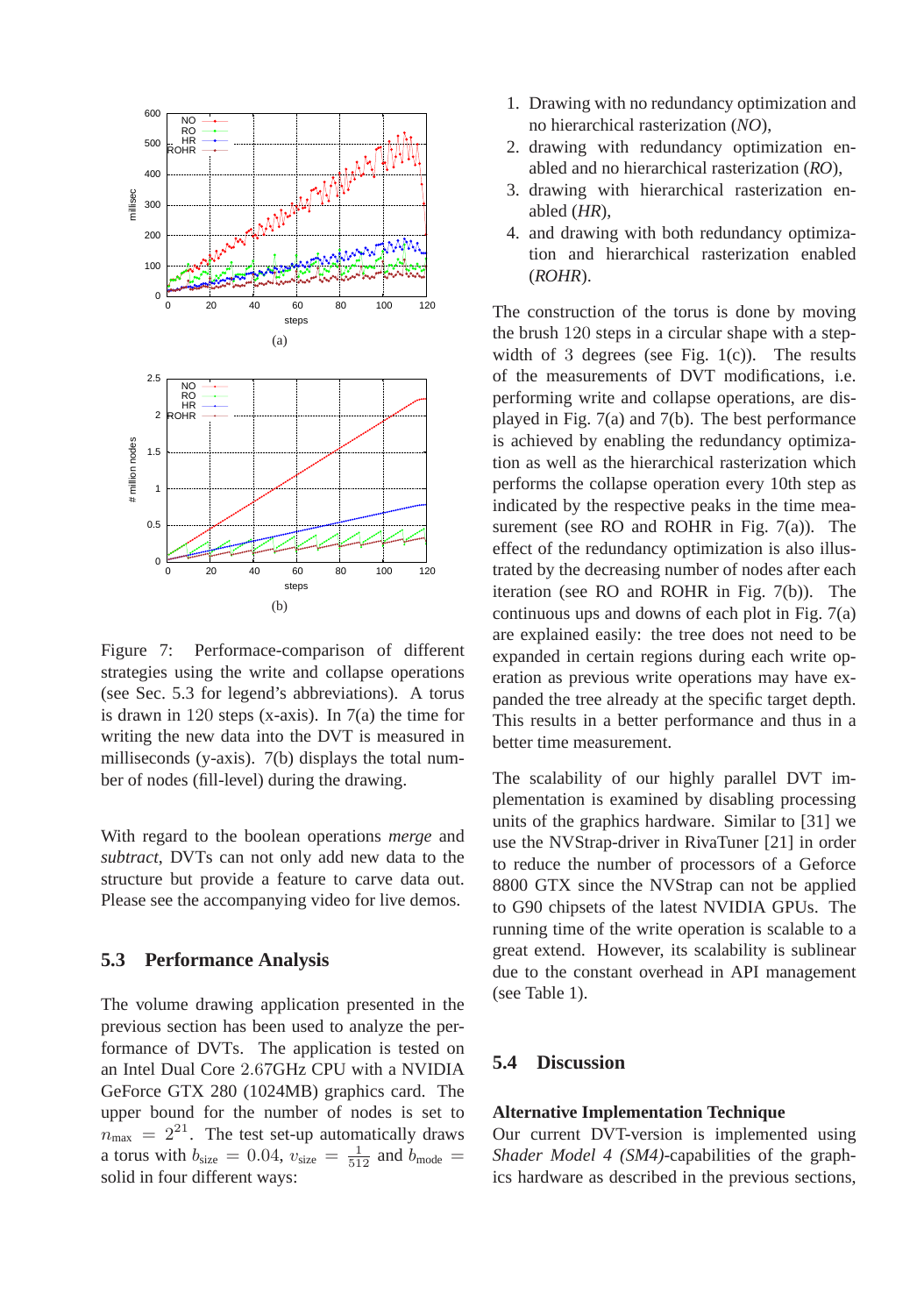(a)

(b)

Figure 7: Performace-comparison of different strategies using the write and collapse operations (see Sec. 5.3 for legend's abbreviations). A torus is drawn in 120 steps (x-axis). In 7(a) the time for writing the new data into the DVT is measured in milliseconds (y-axis). 7(b) displays the total number of nodes (fill-level) during the drawing.

With regard to the boolean operations *merge* and *subtract*, DVTs can not only add new data to the structure but provide a feature to carve data out. Please see the accompanying video for live demos.

## 5.3 Performance Analysis

The volume drawing application presented in the previous section has been used to analyze the performance of DVTs. The application is tested on an Intel Dual Core 2.67GHz CPU with a NVIDIA GeForce GTX 280 (1024MB) graphics card. The upper bound for the number of nodes is set to $n_{\text{max}} = 2^{21}$. The test set-up automatically draws a torus with $b_{\text{size}} = 0.04$, $v_{\text{size}} = \frac{1}{512}$ and $b_{\text{mode}} =$ solid in four different ways:

1. Drawing with no redundancy optimization and no hierarchical rasterization (*NO*),
2. drawing with redundancy optimization enabled and no hierarchical rasterization (*RO*),
3. drawing with hierarchical rasterization enabled (*HR*),
4. and drawing with both redundancy optimization and hierarchical rasterization enabled (*ROHR*).

The construction of the torus is done by moving the brush 120 steps in a circular shape with a step-width of 3 degrees (see Fig. 1(c)). The results of the measurements of DVT modifications, i.e. performing write and collapse operations, are displayed in Fig. 7(a) and 7(b). The best performance is achieved by enabling the redundancy optimization as well as the hierarchical rasterization which performs the collapse operation every 10th step as indicated by the respective peaks in the time measurement (see RO and ROHR in Fig. 7(a)). The effect of the redundancy optimization is also illustrated by the decreasing number of nodes after each iteration (see RO and ROHR in Fig. 7(b)). The continuous ups and downs of each plot in Fig. 7(a) are explained easily: the tree does not need to be expanded in certain regions during each write operation as previous write operations may have expanded the tree already at the specific target depth. This results in a better performance and thus in a better time measurement.

The scalability of our highly parallel DVT implementation is examined by disabling processing units of the graphics hardware. Similar to [31] we use the NVStrap-driver in RivaTuner [21] in order to reduce the number of processors of a Geforce 8800 GTX since the NVStrap can not be applied to G90 chipsets of the latest NVIDIA GPUs. The running time of the write operation is scalable to a great extend. However, its scalability is sublinear due to the constant overhead in API management (see Table 1).

## 5.4 Discussion

**Alternative Implementation Technique**

Our current DVT-version is implemented using *Shader Model 4 (SM4)*-capabilities of the graphics hardware as described in the previous sections,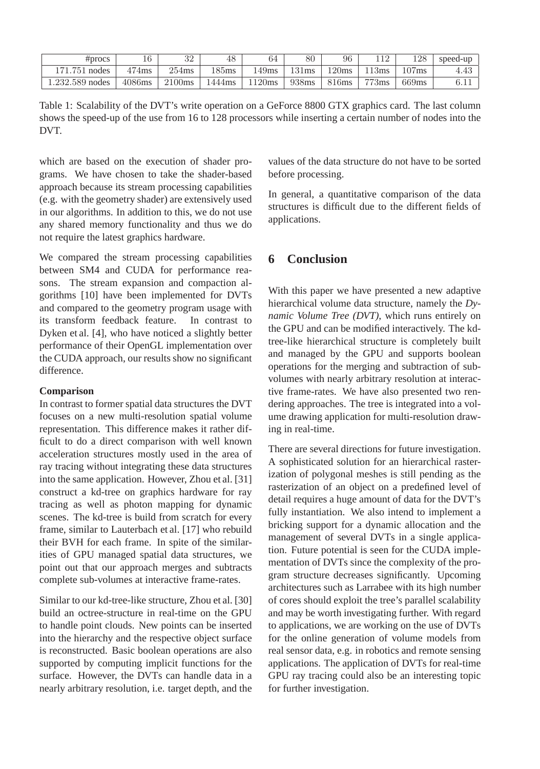| #procs | 16 | 32 | 48 | 64 | 80 | 96 | 112 | 128 | speed-up |
| --- | --- | --- | --- | --- | --- | --- | --- | --- | --- |
| 171.751 nodes | 474ms | 254ms | 185ms | 149ms | 131ms | 120ms | 113ms | 107ms | 4.43 |
| 1.232.589 nodes | 4086ms | 2100ms | 1444ms | 1120ms | 938ms | 816ms | 773ms | 669ms | 6.11 |

Table 1: Scalability of the DVT's write operation on a GeForce 8800 GTX graphics card. The last column shows the speed-up of the use from 16 to 128 processors while inserting a certain number of nodes into the DVT.

which are based on the execution of shader programs. We have chosen to take the shader-based approach because its stream processing capabilities (e.g. with the geometry shader) are extensively used in our algorithms. In addition to this, we do not use any shared memory functionality and thus we do not require the latest graphics hardware.

We compared the stream processing capabilities between SM4 and CUDA for performance reasons. The stream expansion and compaction algorithms [10] have been implemented for DVTs and compared to the geometry program usage with its transform feedback feature. In contrast to Dyken et al. [4], who have noticed a slightly better performance of their OpenGL implementation over the CUDA approach, our results show no significant difference.

**Comparison**

In contrast to former spatial data structures the DVT focuses on a new multi-resolution spatial volume representation. This difference makes it rather difficult to do a direct comparison with well known acceleration structures mostly used in the area of ray tracing without integrating these data structures into the same application. However, Zhou et al. [31] construct a kd-tree on graphics hardware for ray tracing as well as photon mapping for dynamic scenes. The kd-tree is build from scratch for every frame, similar to Lauterbach et al. [17] who rebuild their BVH for each frame. In spite of the similarities of GPU managed spatial data structures, we point out that our approach merges and subtracts complete sub-volumes at interactive frame-rates.

Similar to our kd-tree-like structure, Zhou et al. [30] build an octree-structure in real-time on the GPU to handle point clouds. New points can be inserted into the hierarchy and the respective object surface is reconstructed. Basic boolean operations are also supported by computing implicit functions for the surface. However, the DVTs can handle data in a nearly arbitrary resolution, i.e. target depth, and the values of the data structure do not have to be sorted before processing.

In general, a quantitative comparison of the data structures is difficult due to the different fields of applications.

## 6 Conclusion

With this paper we have presented a new adaptive hierarchical volume data structure, namely the *Dynamic Volume Tree (DVT)*, which runs entirely on the GPU and can be modified interactively. The kd-tree-like hierarchical structure is completely built and managed by the GPU and supports boolean operations for the merging and subtraction of sub-volumes with nearly arbitrary resolution at interactive frame-rates. We have also presented two rendering approaches. The tree is integrated into a volume drawing application for multi-resolution drawing in real-time.

There are several directions for future investigation. A sophisticated solution for an hierarchical rasterization of polygonal meshes is still pending as the rasterization of an object on a predefined level of detail requires a huge amount of data for the DVT's fully instantiation. We also intend to implement a bricking support for a dynamic allocation and the management of several DVTs in a single application. Future potential is seen for the CUDA implementation of DVTs since the complexity of the program structure decreases significantly. Upcoming architectures such as Larrabee with its high number of cores should exploit the tree's parallel scalability and may be worth investigating further. With regard to applications, we are working on the use of DVTs for the online generation of volume models from real sensor data, e.g. in robotics and remote sensing applications. The application of DVTs for real-time GPU ray tracing could also be an interesting topic for further investigation.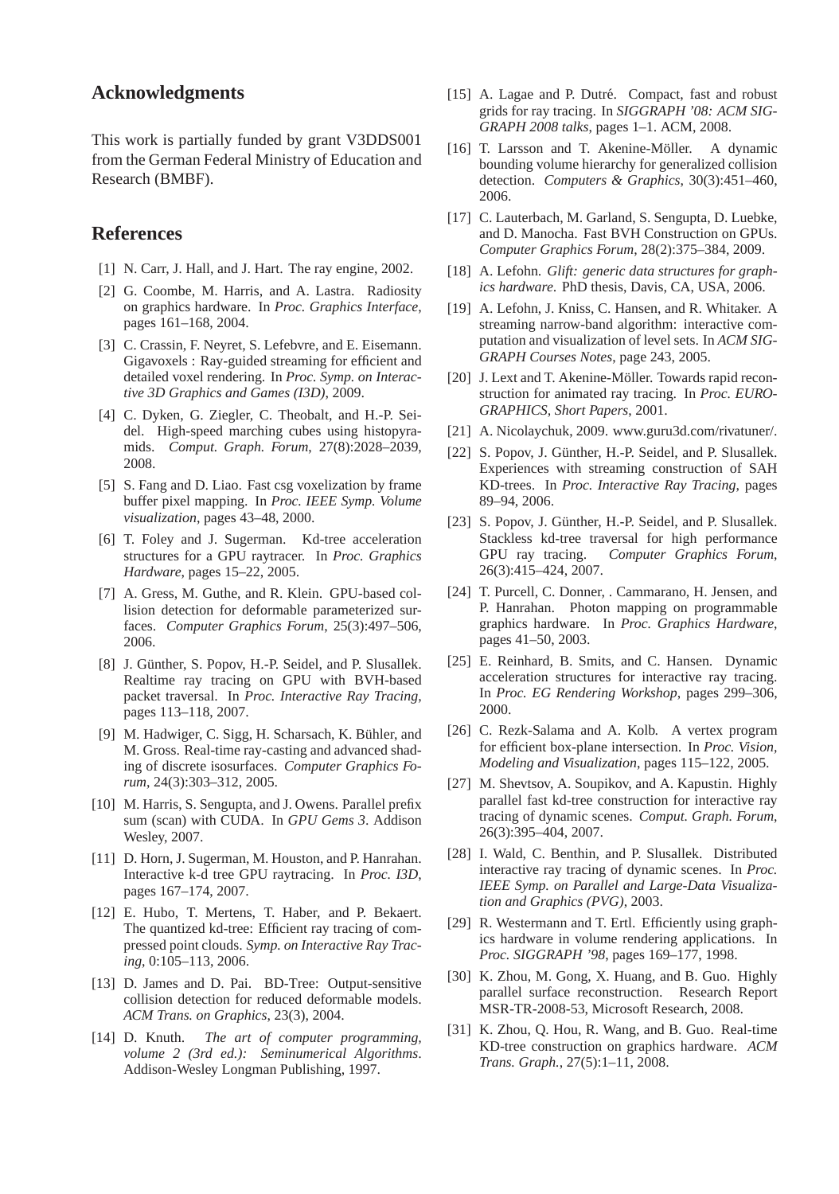## Acknowledgments

This work is partially funded by grant V3DDS001 from the German Federal Ministry of Education and Research (BMBF).

## References

[1] N. Carr, J. Hall, and J. Hart. The ray engine, 2002.

[2] G. Coombe, M. Harris, and A. Lastra. Radiosity on graphics hardware. In *Proc. Graphics Interface*, pages 161–168, 2004.

[3] C. Crassin, F. Neyret, S. Lefebvre, and E. Eisemann. Gigavoxels : Ray-guided streaming for efficient and detailed voxel rendering. In *Proc. Symp. on Interactive 3D Graphics and Games (I3D)*, 2009.

[4] C. Dyken, G. Ziegler, C. Theobalt, and H.-P. Seidel. High-speed marching cubes using histopyramids. *Comput. Graph. Forum*, 27(8):2028–2039, 2008.

[5] S. Fang and D. Liao. Fast csg voxelization by frame buffer pixel mapping. In *Proc. IEEE Symp. Volume visualization*, pages 43–48, 2000.

[6] T. Foley and J. Sugerman. Kd-tree acceleration structures for a GPU raytracer. In *Proc. Graphics Hardware*, pages 15–22, 2005.

[7] A. Gress, M. Guthe, and R. Klein. GPU-based collision detection for deformable parameterized surfaces. *Computer Graphics Forum*, 25(3):497–506, 2006.

[8] J. Günther, S. Popov, H.-P. Seidel, and P. Slusallek. Realtime ray tracing on GPU with BVH-based packet traversal. In *Proc. Interactive Ray Tracing*, pages 113–118, 2007.

[9] M. Hadwiger, C. Sigg, H. Scharsach, K. Bühler, and M. Gross. Real-time ray-casting and advanced shading of discrete isosurfaces. *Computer Graphics Forum*, 24(3):303–312, 2005.

[10] M. Harris, S. Sengupta, and J. Owens. Parallel prefix sum (scan) with CUDA. In *GPU Gems 3*. Addison Wesley, 2007.

[11] D. Horn, J. Sugerman, M. Houston, and P. Hanrahan. Interactive k-d tree GPU raytracing. In *Proc. I3D*, pages 167–174, 2007.

[12] E. Hubo, T. Mertens, T. Haber, and P. Bekaert. The quantized kd-tree: Efficient ray tracing of compressed point clouds. *Symp. on Interactive Ray Tracing*, 0:105–113, 2006.

[13] D. James and D. Pai. BD-Tree: Output-sensitive collision detection for reduced deformable models. *ACM Trans. on Graphics*, 23(3), 2004.

[14] D. Knuth. *The art of computer programming, volume 2 (3rd ed.): Seminumerical Algorithms*. Addison-Wesley Longman Publishing, 1997.

[15] A. Lagae and P. Dutré. Compact, fast and robust grids for ray tracing. In *SIGGRAPH '08: ACM SIGGRAPH 2008 talks*, pages 1–1. ACM, 2008.

[16] T. Larsson and T. Akenine-Möller. A dynamic bounding volume hierarchy for generalized collision detection. *Computers & Graphics*, 30(3):451–460, 2006.

[17] C. Lauterbach, M. Garland, S. Sengupta, D. Luebke, and D. Manocha. Fast BVH Construction on GPUs. *Computer Graphics Forum*, 28(2):375–384, 2009.

[18] A. Lefohn. *Glift: generic data structures for graphics hardware*. PhD thesis, Davis, CA, USA, 2006.

[19] A. Lefohn, J. Kniss, C. Hansen, and R. Whitaker. A streaming narrow-band algorithm: interactive computation and visualization of level sets. In *ACM SIGGRAPH Courses Notes*, page 243, 2005.

[20] J. Lext and T. Akenine-Möller. Towards rapid reconstruction for animated ray tracing. In *Proc. EUROGRAPHICS, Short Papers*, 2001.

[21] A. Nicolaychuk, 2009. www.guru3d.com/rivatuner/.

[22] S. Popov, J. Günther, H.-P. Seidel, and P. Slusallek. Experiences with streaming construction of SAH KD-trees. In *Proc. Interactive Ray Tracing*, pages 89–94, 2006.

[23] S. Popov, J. Günther, H.-P. Seidel, and P. Slusallek. Stackless kd-tree traversal for high performance GPU ray tracing. *Computer Graphics Forum*, 26(3):415–424, 2007.

[24] T. Purcell, C. Donner, . Cammarano, H. Jensen, and P. Hanrahan. Photon mapping on programmable graphics hardware. In *Proc. Graphics Hardware*, pages 41–50, 2003.

[25] E. Reinhard, B. Smits, and C. Hansen. Dynamic acceleration structures for interactive ray tracing. In *Proc. EG Rendering Workshop*, pages 299–306, 2000.

[26] C. Rezk-Salama and A. Kolb. A vertex program for efficient box-plane intersection. In *Proc. Vision, Modeling and Visualization*, pages 115–122, 2005.

[27] M. Shevtsov, A. Soupikov, and A. Kapustin. Highly parallel fast kd-tree construction for interactive ray tracing of dynamic scenes. *Comput. Graph. Forum*, 26(3):395–404, 2007.

[28] I. Wald, C. Benthin, and P. Slusallek. Distributed interactive ray tracing of dynamic scenes. In *Proc. IEEE Symp. on Parallel and Large-Data Visualization and Graphics (PVG)*, 2003.

[29] R. Westermann and T. Ertl. Efficiently using graphics hardware in volume rendering applications. In *Proc. SIGGRAPH '98*, pages 169–177, 1998.

[30] K. Zhou, M. Gong, X. Huang, and B. Guo. Highly parallel surface reconstruction. Research Report MSR-TR-2008-53, Microsoft Research, 2008.

[31] K. Zhou, Q. Hou, R. Wang, and B. Guo. Real-time KD-tree construction on graphics hardware. *ACM Trans. Graph.*, 27(5):1–11, 2008.